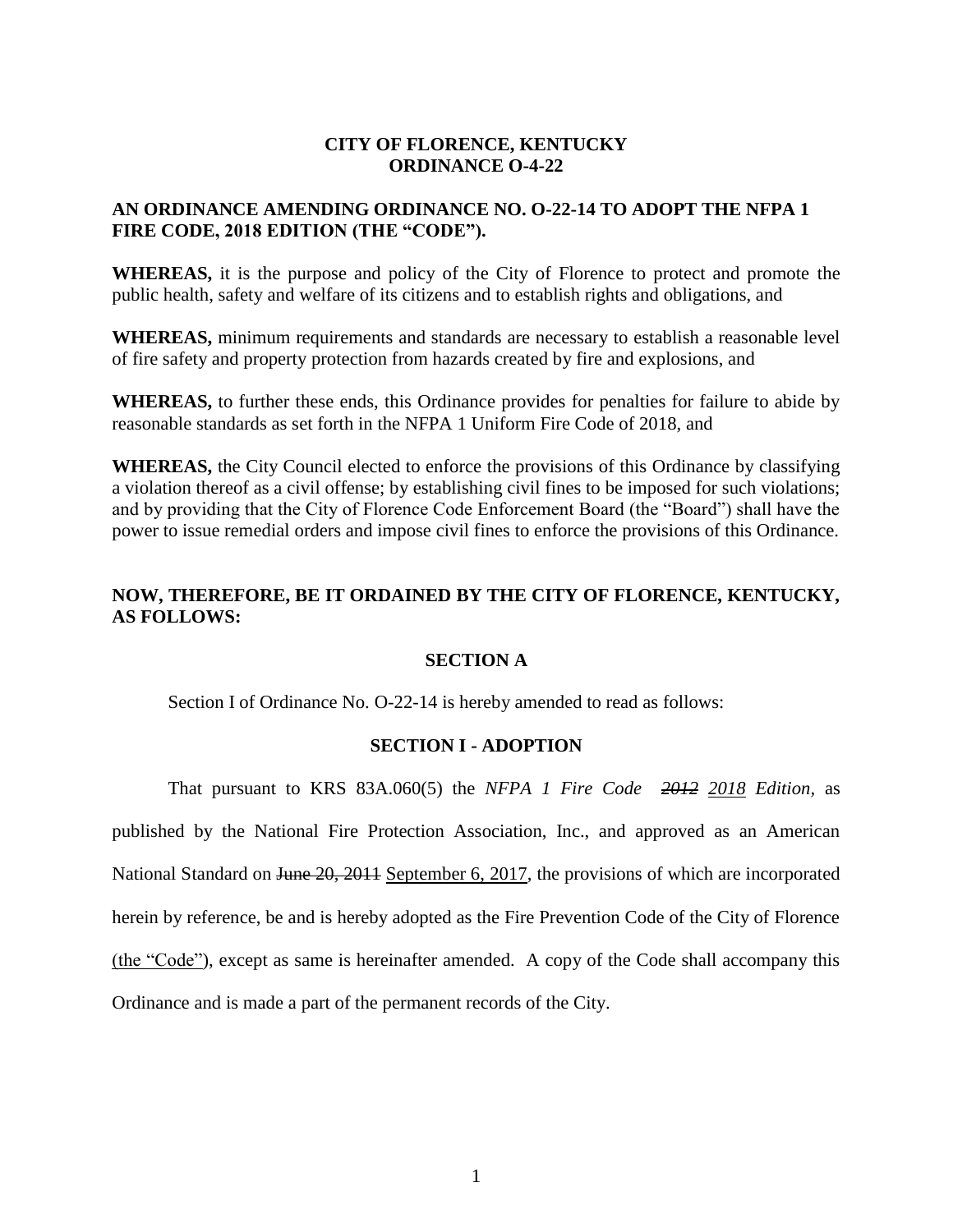# CITY OF FLORENCE, KENTUCKY
# ORDINANCE O-4-22

**AN ORDINANCE AMENDING ORDINANCE NO. O-22-14 TO ADOPT THE NFPA 1 FIRE CODE, 2018 EDITION (THE "CODE").**

**WHEREAS,** it is the purpose and policy of the City of Florence to protect and promote the public health, safety and welfare of its citizens and to establish rights and obligations, and

**WHEREAS,** minimum requirements and standards are necessary to establish a reasonable level of fire safety and property protection from hazards created by fire and explosions, and

**WHEREAS,** to further these ends, this Ordinance provides for penalties for failure to abide by reasonable standards as set forth in the NFPA 1 Uniform Fire Code of 2018, and

**WHEREAS,** the City Council elected to enforce the provisions of this Ordinance by classifying a violation thereof as a civil offense; by establishing civil fines to be imposed for such violations; and by providing that the City of Florence Code Enforcement Board (the "Board") shall have the power to issue remedial orders and impose civil fines to enforce the provisions of this Ordinance.

**NOW, THEREFORE, BE IT ORDAINED BY THE CITY OF FLORENCE, KENTUCKY, AS FOLLOWS:**

## SECTION A

Section I of Ordinance No. O-22-14 is hereby amended to read as follows:

## SECTION I - ADOPTION

That pursuant to KRS 83A.060(5) the *NFPA 1 Fire Code* ~~*2012*~~ <u>*2018*</u> *Edition*, as published by the National Fire Protection Association, Inc., and approved as an American National Standard on ~~June 20, 2011~~ <u>September 6, 2017</u>, the provisions of which are incorporated herein by reference, be and is hereby adopted as the Fire Prevention Code of the City of Florence <u>(the "Code")</u>, except as same is hereinafter amended. A copy of the Code shall accompany this Ordinance and is made a part of the permanent records of the City.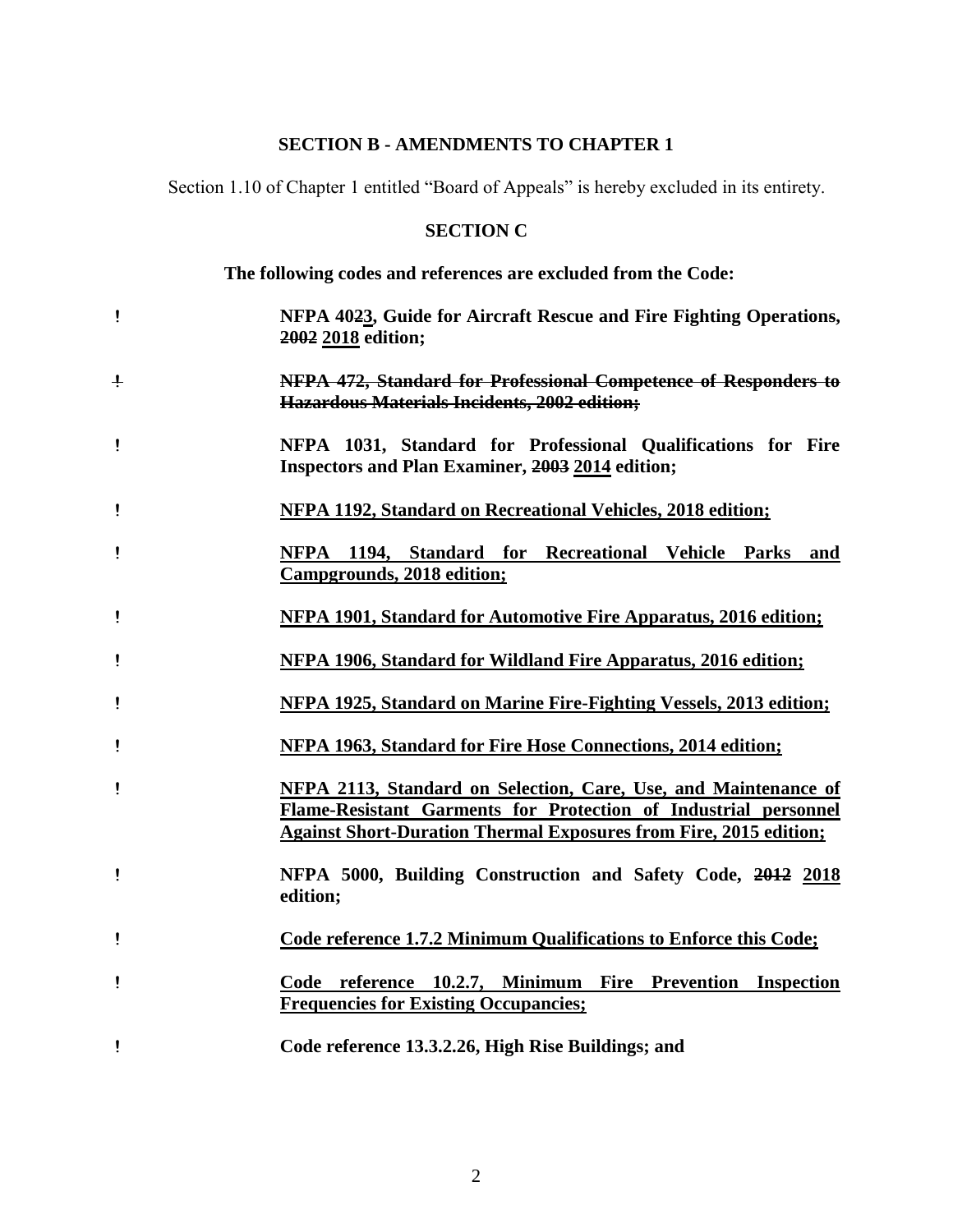## SECTION B - AMENDMENTS TO CHAPTER 1

Section 1.10 of Chapter 1 entitled "Board of Appeals" is hereby excluded in its entirety.

## SECTION C

**The following codes and references are excluded from the Code:**

- **NFPA 40~~2~~<u>3</u>, Guide for Aircraft Rescue and Fire Fighting Operations, ~~2002~~ <u>2018</u> edition;**
- ~~**NFPA 472, Standard for Professional Competence of Responders to Hazardous Materials Incidents, 2002 edition;**~~
- **NFPA 1031, Standard for Professional Qualifications for Fire Inspectors and Plan Examiner, ~~2003~~ <u>2014</u> edition;**
- **<u>NFPA 1192, Standard on Recreational Vehicles, 2018 edition;</u>**
- **<u>NFPA 1194, Standard for Recreational Vehicle Parks and Campgrounds, 2018 edition;</u>**
- **<u>NFPA 1901, Standard for Automotive Fire Apparatus, 2016 edition;</u>**
- **<u>NFPA 1906, Standard for Wildland Fire Apparatus, 2016 edition;</u>**
- **<u>NFPA 1925, Standard on Marine Fire-Fighting Vessels, 2013 edition;</u>**
- **<u>NFPA 1963, Standard for Fire Hose Connections, 2014 edition;</u>**
- **<u>NFPA 2113, Standard on Selection, Care, Use, and Maintenance of Flame-Resistant Garments for Protection of Industrial personnel Against Short-Duration Thermal Exposures from Fire, 2015 edition;</u>**
- **NFPA 5000, Building Construction and Safety Code, ~~2012~~ <u>2018</u> edition;**
- **<u>Code reference 1.7.2 Minimum Qualifications to Enforce this Code;</u>**
- **<u>Code reference 10.2.7, Minimum Fire Prevention Inspection Frequencies for Existing Occupancies;</u>**
- **Code reference 13.3.2.26, High Rise Buildings; and**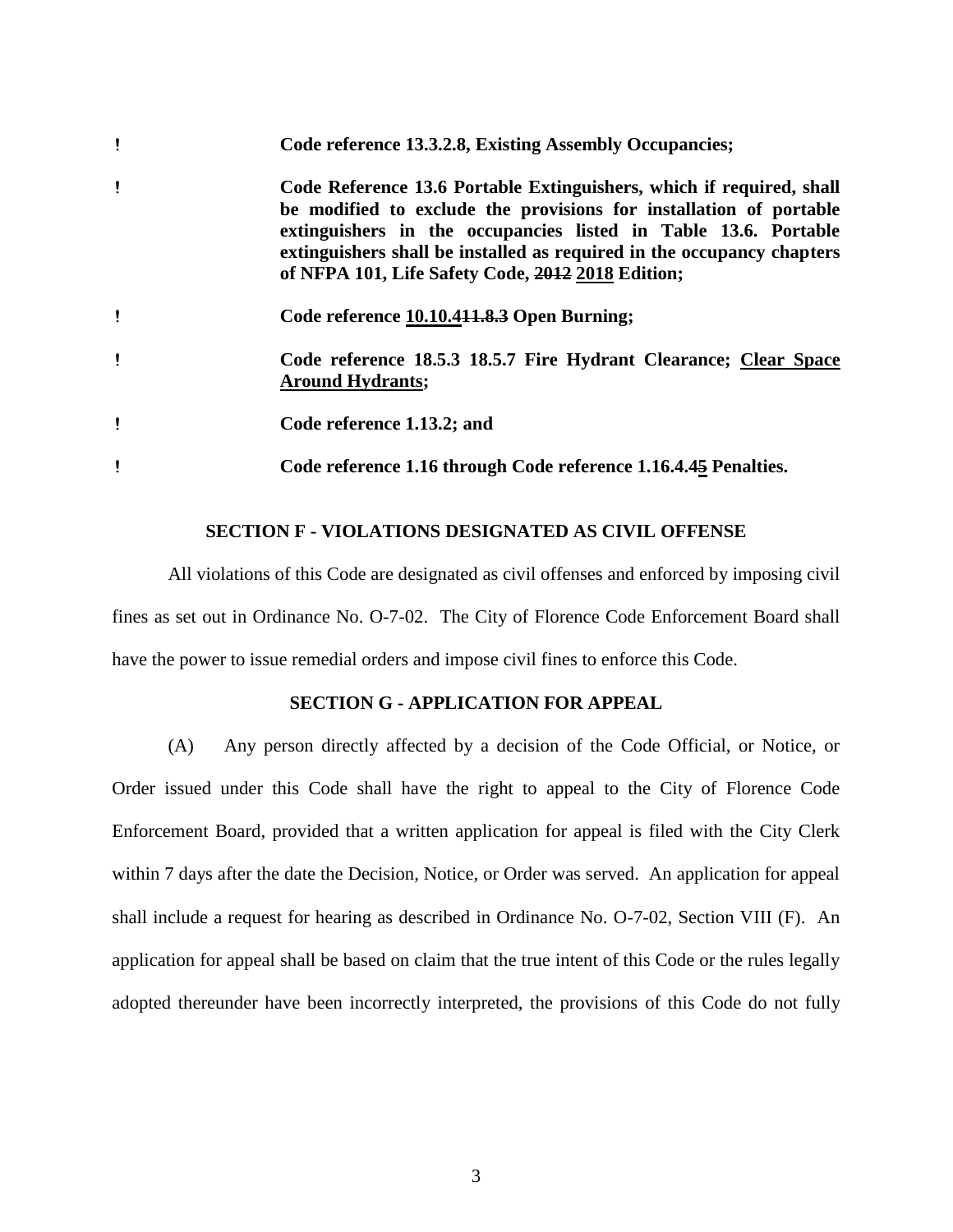- **Code reference 13.3.2.8, Existing Assembly Occupancies;**
- **Code Reference 13.6 Portable Extinguishers, which if required, shall be modified to exclude the provisions for installation of portable extinguishers in the occupancies listed in Table 13.6. Portable extinguishers shall be installed as required in the occupancy chapters of NFPA 101, Life Safety Code, ~~2012~~ <u>2018</u> Edition;**
- **Code reference <u>10.10.4</u>~~11.8.3~~ Open Burning;**
- **Code reference 18.5.3 18.5.7 Fire Hydrant Clearance; <u>Clear Space Around Hydrants</u>;**
- **Code reference 1.13.2; and**
- **Code reference 1.16 through Code reference 1.16.4.4<u>5</u> Penalties.**

## SECTION F - VIOLATIONS DESIGNATED AS CIVIL OFFENSE

All violations of this Code are designated as civil offenses and enforced by imposing civil fines as set out in Ordinance No. O-7-02. The City of Florence Code Enforcement Board shall have the power to issue remedial orders and impose civil fines to enforce this Code.

## SECTION G - APPLICATION FOR APPEAL

(A) Any person directly affected by a decision of the Code Official, or Notice, or Order issued under this Code shall have the right to appeal to the City of Florence Code Enforcement Board, provided that a written application for appeal is filed with the City Clerk within 7 days after the date the Decision, Notice, or Order was served. An application for appeal shall include a request for hearing as described in Ordinance No. O-7-02, Section VIII (F). An application for appeal shall be based on claim that the true intent of this Code or the rules legally adopted thereunder have been incorrectly interpreted, the provisions of this Code do not fully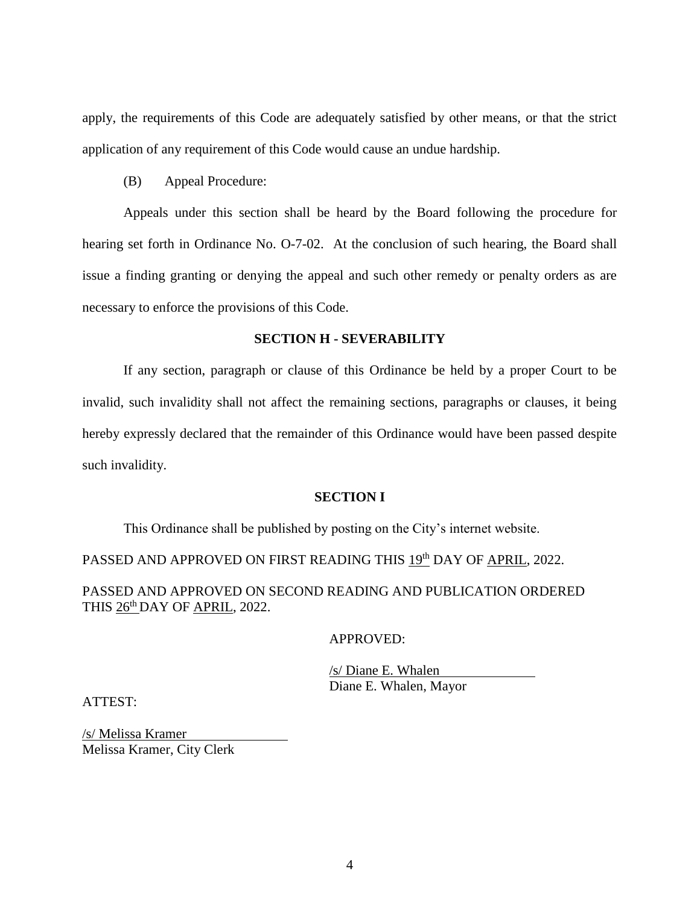apply, the requirements of this Code are adequately satisfied by other means, or that the strict application of any requirement of this Code would cause an undue hardship.

(B) Appeal Procedure:

Appeals under this section shall be heard by the Board following the procedure for hearing set forth in Ordinance No. O-7-02. At the conclusion of such hearing, the Board shall issue a finding granting or denying the appeal and such other remedy or penalty orders as are necessary to enforce the provisions of this Code.

**SECTION H - SEVERABILITY**

If any section, paragraph or clause of this Ordinance be held by a proper Court to be invalid, such invalidity shall not affect the remaining sections, paragraphs or clauses, it being hereby expressly declared that the remainder of this Ordinance would have been passed despite such invalidity.

**SECTION I**

This Ordinance shall be published by posting on the City's internet website.

PASSED AND APPROVED ON FIRST READING THIS 19th DAY OF APRIL, 2022.

PASSED AND APPROVED ON SECOND READING AND PUBLICATION ORDERED THIS 26th DAY OF APRIL, 2022.

APPROVED:

/s/ Diane E. Whalen
Diane E. Whalen, Mayor

ATTEST:

/s/ Melissa Kramer
Melissa Kramer, City Clerk